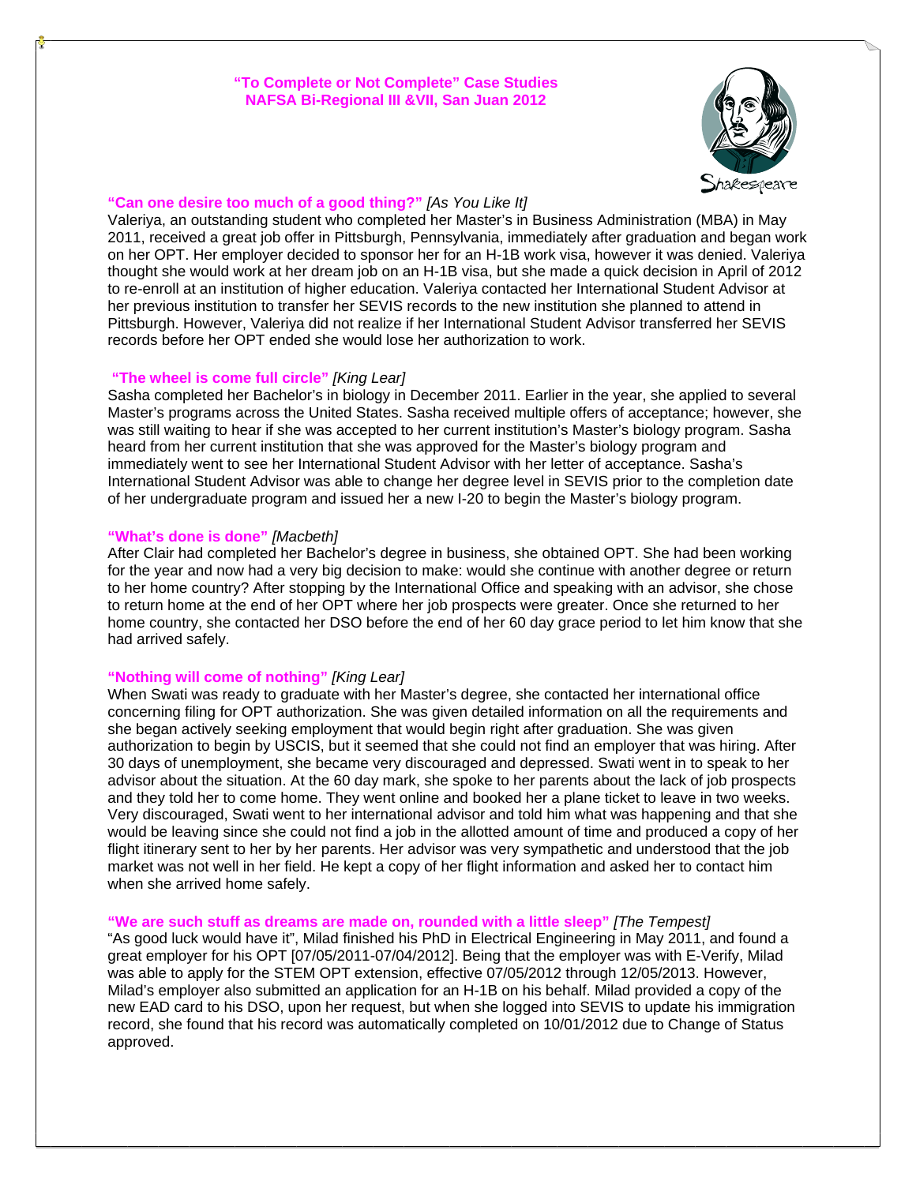# "To Complete or Not Complete" Case Studies
## NAFSA Bi-Regional III &VII, San Juan 2012

### "Can one desire too much of a good thing?" *[As You Like It]*

Valeriya, an outstanding student who completed her Master's in Business Administration (MBA) in May 2011, received a great job offer in Pittsburgh, Pennsylvania, immediately after graduation and began work on her OPT. Her employer decided to sponsor her for an H-1B work visa, however it was denied. Valeriya thought she would work at her dream job on an H-1B visa, but she made a quick decision in April of 2012 to re-enroll at an institution of higher education. Valeriya contacted her International Student Advisor at her previous institution to transfer her SEVIS records to the new institution she planned to attend in Pittsburgh. However, Valeriya did not realize if her International Student Advisor transferred her SEVIS records before her OPT ended she would lose her authorization to work.

### "The wheel is come full circle" *[King Lear]*

Sasha completed her Bachelor's in biology in December 2011. Earlier in the year, she applied to several Master's programs across the United States. Sasha received multiple offers of acceptance; however, she was still waiting to hear if she was accepted to her current institution's Master's biology program. Sasha heard from her current institution that she was approved for the Master's biology program and immediately went to see her International Student Advisor with her letter of acceptance. Sasha's International Student Advisor was able to change her degree level in SEVIS prior to the completion date of her undergraduate program and issued her a new I-20 to begin the Master's biology program.

### "What's done is done" *[Macbeth]*

After Clair had completed her Bachelor's degree in business, she obtained OPT. She had been working for the year and now had a very big decision to make: would she continue with another degree or return to her home country? After stopping by the International Office and speaking with an advisor, she chose to return home at the end of her OPT where her job prospects were greater. Once she returned to her home country, she contacted her DSO before the end of her 60 day grace period to let him know that she had arrived safely.

### "Nothing will come of nothing" *[King Lear]*

When Swati was ready to graduate with her Master's degree, she contacted her international office concerning filing for OPT authorization. She was given detailed information on all the requirements and she began actively seeking employment that would begin right after graduation. She was given authorization to begin by USCIS, but it seemed that she could not find an employer that was hiring. After 30 days of unemployment, she became very discouraged and depressed. Swati went in to speak to her advisor about the situation. At the 60 day mark, she spoke to her parents about the lack of job prospects and they told her to come home. They went online and booked her a plane ticket to leave in two weeks. Very discouraged, Swati went to her international advisor and told him what was happening and that she would be leaving since she could not find a job in the allotted amount of time and produced a copy of her flight itinerary sent to her by her parents. Her advisor was very sympathetic and understood that the job market was not well in her field. He kept a copy of her flight information and asked her to contact him when she arrived home safely.

### "We are such stuff as dreams are made on, rounded with a little sleep" *[The Tempest]*

"As good luck would have it", Milad finished his PhD in Electrical Engineering in May 2011, and found a great employer for his OPT [07/05/2011-07/04/2012]. Being that the employer was with E-Verify, Milad was able to apply for the STEM OPT extension, effective 07/05/2012 through 12/05/2013. However, Milad's employer also submitted an application for an H-1B on his behalf. Milad provided a copy of the new EAD card to his DSO, upon her request, but when she logged into SEVIS to update his immigration record, she found that his record was automatically completed on 10/01/2012 due to Change of Status approved.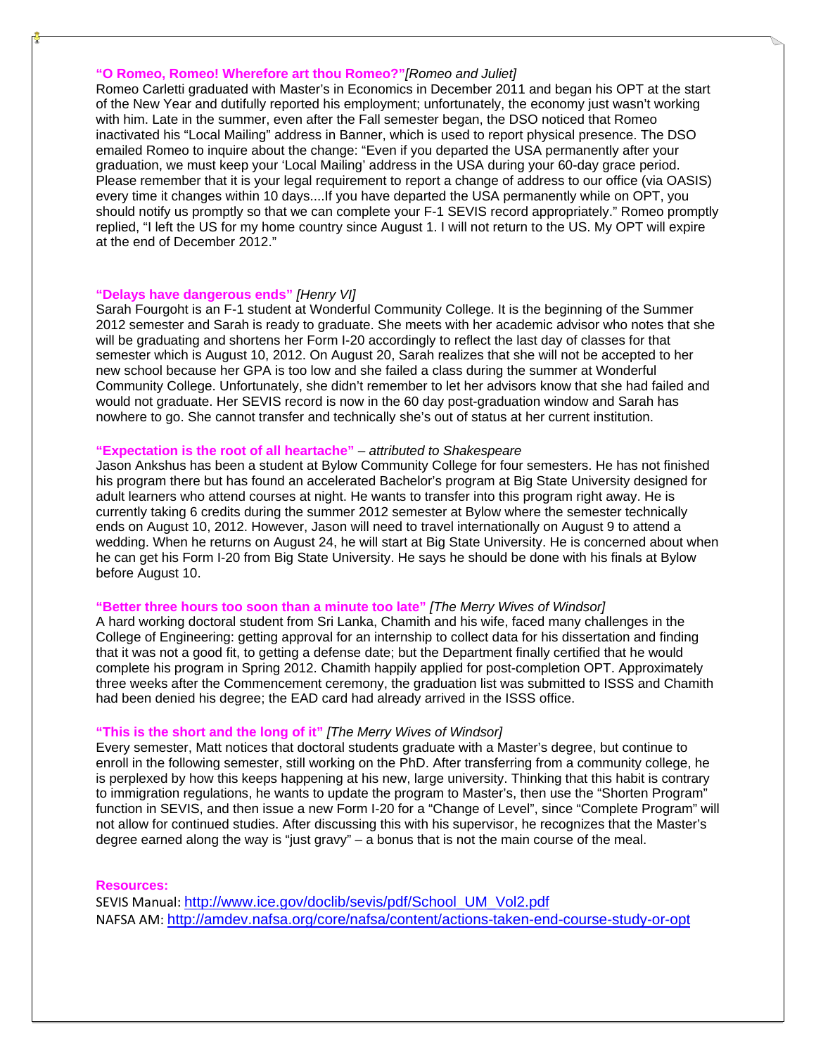**"O Romeo, Romeo! Wherefore art thou Romeo?"***[Romeo and Juliet]*
Romeo Carletti graduated with Master's in Economics in December 2011 and began his OPT at the start of the New Year and dutifully reported his employment; unfortunately, the economy just wasn't working with him. Late in the summer, even after the Fall semester began, the DSO noticed that Romeo inactivated his "Local Mailing" address in Banner, which is used to report physical presence. The DSO emailed Romeo to inquire about the change: "Even if you departed the USA permanently after your graduation, we must keep your 'Local Mailing' address in the USA during your 60-day grace period. Please remember that it is your legal requirement to report a change of address to our office (via OASIS) every time it changes within 10 days....If you have departed the USA permanently while on OPT, you should notify us promptly so that we can complete your F-1 SEVIS record appropriately." Romeo promptly replied, "I left the US for my home country since August 1. I will not return to the US. My OPT will expire at the end of December 2012."

**"Delays have dangerous ends"** *[Henry VI]*
Sarah Fourgoht is an F-1 student at Wonderful Community College. It is the beginning of the Summer 2012 semester and Sarah is ready to graduate. She meets with her academic advisor who notes that she will be graduating and shortens her Form I-20 accordingly to reflect the last day of classes for that semester which is August 10, 2012. On August 20, Sarah realizes that she will not be accepted to her new school because her GPA is too low and she failed a class during the summer at Wonderful Community College. Unfortunately, she didn't remember to let her advisors know that she had failed and would not graduate. Her SEVIS record is now in the 60 day post-graduation window and Sarah has nowhere to go. She cannot transfer and technically she's out of status at her current institution.

**"Expectation is the root of all heartache"** – *attributed to Shakespeare*
Jason Ankshus has been a student at Bylow Community College for four semesters. He has not finished his program there but has found an accelerated Bachelor's program at Big State University designed for adult learners who attend courses at night. He wants to transfer into this program right away. He is currently taking 6 credits during the summer 2012 semester at Bylow where the semester technically ends on August 10, 2012. However, Jason will need to travel internationally on August 9 to attend a wedding. When he returns on August 24, he will start at Big State University. He is concerned about when he can get his Form I-20 from Big State University. He says he should be done with his finals at Bylow before August 10.

**"Better three hours too soon than a minute too late"** *[The Merry Wives of Windsor]*
A hard working doctoral student from Sri Lanka, Chamith and his wife, faced many challenges in the College of Engineering: getting approval for an internship to collect data for his dissertation and finding that it was not a good fit, to getting a defense date; but the Department finally certified that he would complete his program in Spring 2012. Chamith happily applied for post-completion OPT. Approximately three weeks after the Commencement ceremony, the graduation list was submitted to ISSS and Chamith had been denied his degree; the EAD card had already arrived in the ISSS office.

**"This is the short and the long of it"** *[The Merry Wives of Windsor]*
Every semester, Matt notices that doctoral students graduate with a Master's degree, but continue to enroll in the following semester, still working on the PhD. After transferring from a community college, he is perplexed by how this keeps happening at his new, large university. Thinking that this habit is contrary to immigration regulations, he wants to update the program to Master's, then use the "Shorten Program" function in SEVIS, and then issue a new Form I-20 for a "Change of Level", since "Complete Program" will not allow for continued studies. After discussing this with his supervisor, he recognizes that the Master's degree earned along the way is "just gravy" – a bonus that is not the main course of the meal.

**Resources:**
SEVIS Manual: http://www.ice.gov/doclib/sevis/pdf/School_UM_Vol2.pdf
NAFSA AM: http://amdev.nafsa.org/core/nafsa/content/actions-taken-end-course-study-or-opt